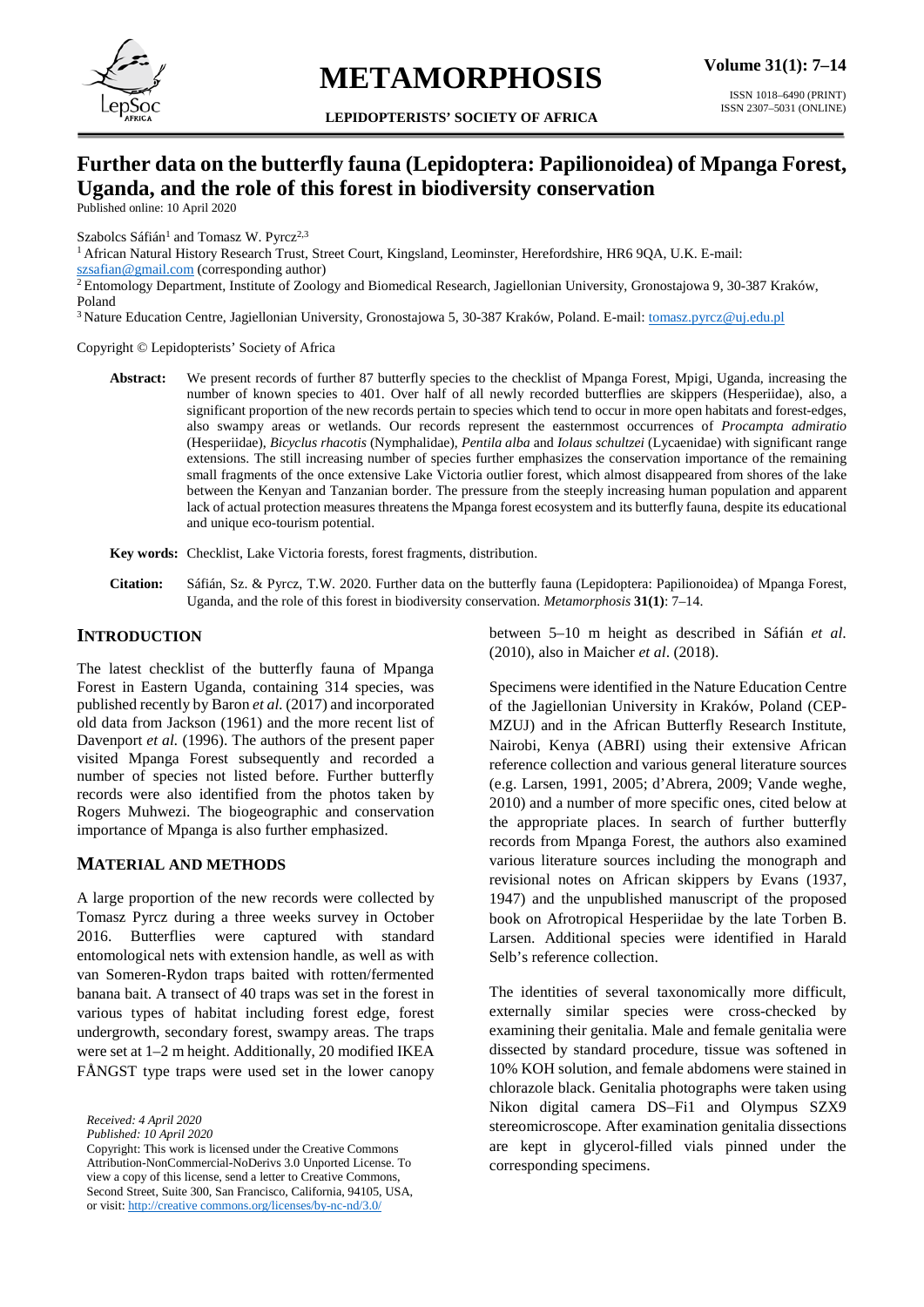# Further data on the butterfly fauna (Lepidoptera: Papilionoidea) of Mpanga Forest, Uganda, and the role of this forest in biodiversity conservation

Published online: 10 April 2020

Szabolcs Sáfián[1] and Tomasz W. Pyrcz[2,3]

[1] African Natural History Research Trust, Street Court, Kingsland, Leominster, Herefordshire, HR6 9QA, U.K. E-mail: szsafian@gmail.com (corresponding author)

[2] Entomology Department, Institute of Zoology and Biomedical Research, Jagiellonian University, Gronostajowa 9, 30-387 Kraków, Poland

[3] Nature Education Centre, Jagiellonian University, Gronostajowa 5, 30-387 Kraków, Poland. E-mail: tomasz.pyrcz@uj.edu.pl

Copyright © Lepidopterists' Society of Africa

**Abstract:** We present records of further 87 butterfly species to the checklist of Mpanga Forest, Mpigi, Uganda, increasing the number of known species to 401. Over half of all newly recorded butterflies are skippers (Hesperiidae), also, a significant proportion of the new records pertain to species which tend to occur in more open habitats and forest-edges, also swampy areas or wetlands. Our records represent the easternmost occurrences of *Procampta admiratio* (Hesperiidae), *Bicyclus rhacotis* (Nymphalidae), *Pentila alba* and *Iolaus schultzei* (Lycaenidae) with significant range extensions. The still increasing number of species further emphasizes the conservation importance of the remaining small fragments of the once extensive Lake Victoria outlier forest, which almost disappeared from shores of the lake between the Kenyan and Tanzanian border. The pressure from the steeply increasing human population and apparent lack of actual protection measures threatens the Mpanga forest ecosystem and its butterfly fauna, despite its educational and unique eco-tourism potential.

**Key words:** Checklist, Lake Victoria forests, forest fragments, distribution.

**Citation:** Sáfián, Sz. & Pyrcz, T.W. 2020. Further data on the butterfly fauna (Lepidoptera: Papilionoidea) of Mpanga Forest, Uganda, and the role of this forest in biodiversity conservation. *Metamorphosis* **31(1)**: 7–14.

## INTRODUCTION

The latest checklist of the butterfly fauna of Mpanga Forest in Eastern Uganda, containing 314 species, was published recently by Baron *et al.* (2017) and incorporated old data from Jackson (1961) and the more recent list of Davenport *et al.* (1996). The authors of the present paper visited Mpanga Forest subsequently and recorded a number of species not listed before. Further butterfly records were also identified from the photos taken by Rogers Muhwezi. The biogeographic and conservation importance of Mpanga is also further emphasized.

## MATERIAL AND METHODS

A large proportion of the new records were collected by Tomasz Pyrcz during a three weeks survey in October 2016. Butterflies were captured with standard entomological nets with extension handle, as well as with van Someren-Rydon traps baited with rotten/fermented banana bait. A transect of 40 traps was set in the forest in various types of habitat including forest edge, forest undergrowth, secondary forest, swampy areas. The traps were set at 1–2 m height. Additionally, 20 modified IKEA FÅNGST type traps were used set in the lower canopy between 5–10 m height as described in Sáfián *et al.* (2010), also in Maicher *et al*. (2018).

Specimens were identified in the Nature Education Centre of the Jagiellonian University in Kraków, Poland (CEP-MZUJ) and in the African Butterfly Research Institute, Nairobi, Kenya (ABRI) using their extensive African reference collection and various general literature sources (e.g. Larsen, 1991, 2005; d'Abrera, 2009; Vande weghe, 2010) and a number of more specific ones, cited below at the appropriate places. In search of further butterfly records from Mpanga Forest, the authors also examined various literature sources including the monograph and revisional notes on African skippers by Evans (1937, 1947) and the unpublished manuscript of the proposed book on Afrotropical Hesperiidae by the late Torben B. Larsen. Additional species were identified in Harald Selb's reference collection.

The identities of several taxonomically more difficult, externally similar species were cross-checked by examining their genitalia. Male and female genitalia were dissected by standard procedure, tissue was softened in 10% KOH solution, and female abdomens were stained in chlorazole black. Genitalia photographs were taken using Nikon digital camera DS–Fi1 and Olympus SZX9 stereomicroscope. After examination genitalia dissections are kept in glycerol-filled vials pinned under the corresponding specimens.

*Received: 4 April 2020*
*Published: 10 April 2020*
Copyright: This work is licensed under the Creative Commons Attribution-NonCommercial-NoDerivs 3.0 Unported License. To view a copy of this license, send a letter to Creative Commons, Second Street, Suite 300, San Francisco, California, 94105, USA, or visit: http://creative commons.org/licenses/by-nc-nd/3.0/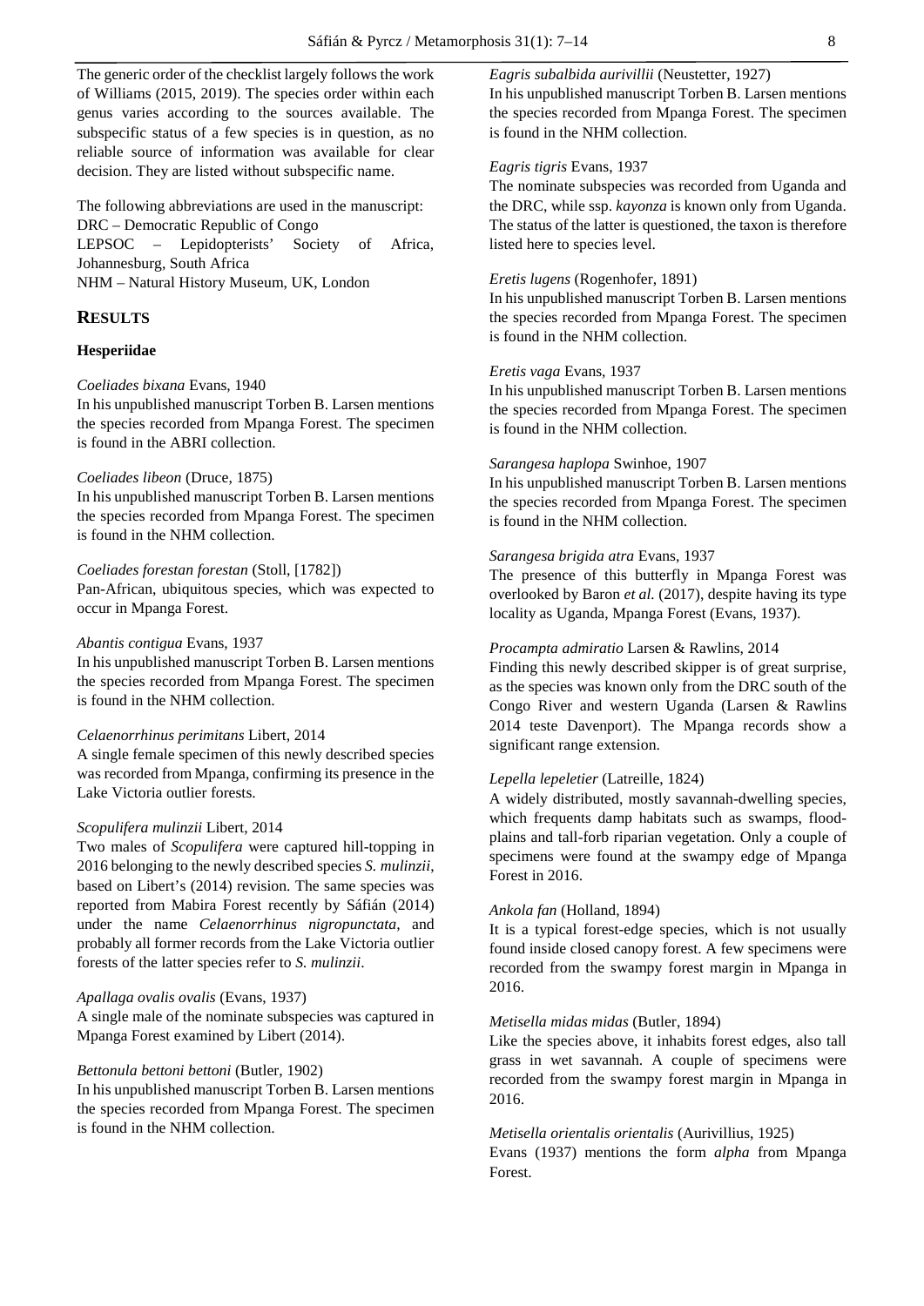The generic order of the checklist largely follows the work of Williams (2015, 2019). The species order within each genus varies according to the sources available. The subspecific status of a few species is in question, as no reliable source of information was available for clear decision. They are listed without subspecific name.

The following abbreviations are used in the manuscript:
DRC – Democratic Republic of Congo
LEPSOC – Lepidopterists' Society of Africa, Johannesburg, South Africa
NHM – Natural History Museum, UK, London

## RESULTS

### Hesperiidae

*Coeliades bixana* Evans, 1940
In his unpublished manuscript Torben B. Larsen mentions the species recorded from Mpanga Forest. The specimen is found in the ABRI collection.

*Coeliades libeon* (Druce, 1875)
In his unpublished manuscript Torben B. Larsen mentions the species recorded from Mpanga Forest. The specimen is found in the NHM collection.

*Coeliades forestan forestan* (Stoll, [1782])
Pan-African, ubiquitous species, which was expected to occur in Mpanga Forest.

*Abantis contigua* Evans, 1937
In his unpublished manuscript Torben B. Larsen mentions the species recorded from Mpanga Forest. The specimen is found in the NHM collection.

*Celaenorrhinus perimitans* Libert, 2014
A single female specimen of this newly described species was recorded from Mpanga, confirming its presence in the Lake Victoria outlier forests.

*Scopulifera mulinzii* Libert, 2014
Two males of *Scopulifera* were captured hill-topping in 2016 belonging to the newly described species *S. mulinzii*, based on Libert's (2014) revision. The same species was reported from Mabira Forest recently by Sáfián (2014) under the name *Celaenorrhinus nigropunctata*, and probably all former records from the Lake Victoria outlier forests of the latter species refer to *S. mulinzii*.

*Apallaga ovalis ovalis* (Evans, 1937)
A single male of the nominate subspecies was captured in Mpanga Forest examined by Libert (2014).

*Bettonula bettoni bettoni* (Butler, 1902)
In his unpublished manuscript Torben B. Larsen mentions the species recorded from Mpanga Forest. The specimen is found in the NHM collection.

*Eagris subalbida aurivillii* (Neustetter, 1927)
In his unpublished manuscript Torben B. Larsen mentions the species recorded from Mpanga Forest. The specimen is found in the NHM collection.

*Eagris tigris* Evans, 1937
The nominate subspecies was recorded from Uganda and the DRC, while ssp. *kayonza* is known only from Uganda. The status of the latter is questioned, the taxon is therefore listed here to species level.

*Eretis lugens* (Rogenhofer, 1891)
In his unpublished manuscript Torben B. Larsen mentions the species recorded from Mpanga Forest. The specimen is found in the NHM collection.

*Eretis vaga* Evans, 1937
In his unpublished manuscript Torben B. Larsen mentions the species recorded from Mpanga Forest. The specimen is found in the NHM collection.

*Sarangesa haplopa* Swinhoe, 1907
In his unpublished manuscript Torben B. Larsen mentions the species recorded from Mpanga Forest. The specimen is found in the NHM collection.

*Sarangesa brigida atra* Evans, 1937
The presence of this butterfly in Mpanga Forest was overlooked by Baron *et al.* (2017), despite having its type locality as Uganda, Mpanga Forest (Evans, 1937).

*Procampta admiratio* Larsen & Rawlins, 2014
Finding this newly described skipper is of great surprise, as the species was known only from the DRC south of the Congo River and western Uganda (Larsen & Rawlins 2014 teste Davenport). The Mpanga records show a significant range extension.

*Lepella lepeletier* (Latreille, 1824)
A widely distributed, mostly savannah-dwelling species, which frequents damp habitats such as swamps, flood-plains and tall-forb riparian vegetation. Only a couple of specimens were found at the swampy edge of Mpanga Forest in 2016.

*Ankola fan* (Holland, 1894)
It is a typical forest-edge species, which is not usually found inside closed canopy forest. A few specimens were recorded from the swampy forest margin in Mpanga in 2016.

*Metisella midas midas* (Butler, 1894)
Like the species above, it inhabits forest edges, also tall grass in wet savannah. A couple of specimens were recorded from the swampy forest margin in Mpanga in 2016.

*Metisella orientalis orientalis* (Aurivillius, 1925)
Evans (1937) mentions the form *alpha* from Mpanga Forest.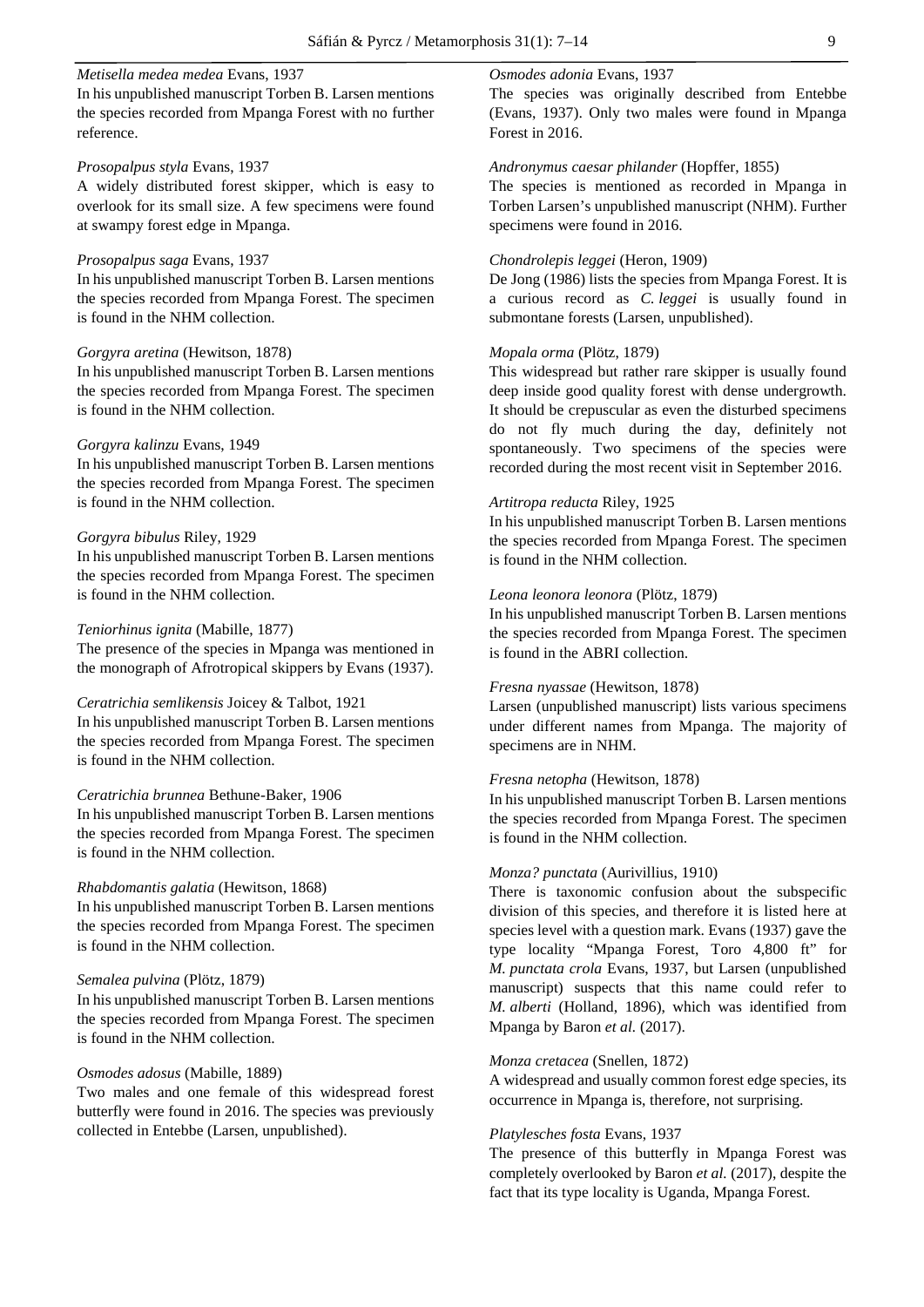*Metisella medea medea* Evans, 1937
In his unpublished manuscript Torben B. Larsen mentions the species recorded from Mpanga Forest with no further reference.

*Prosopalpus styla* Evans, 1937
A widely distributed forest skipper, which is easy to overlook for its small size. A few specimens were found at swampy forest edge in Mpanga.

*Prosopalpus saga* Evans, 1937
In his unpublished manuscript Torben B. Larsen mentions the species recorded from Mpanga Forest. The specimen is found in the NHM collection.

*Gorgyra aretina* (Hewitson, 1878)
In his unpublished manuscript Torben B. Larsen mentions the species recorded from Mpanga Forest. The specimen is found in the NHM collection.

*Gorgyra kalinzu* Evans, 1949
In his unpublished manuscript Torben B. Larsen mentions the species recorded from Mpanga Forest. The specimen is found in the NHM collection.

*Gorgyra bibulus* Riley, 1929
In his unpublished manuscript Torben B. Larsen mentions the species recorded from Mpanga Forest. The specimen is found in the NHM collection.

*Teniorhinus ignita* (Mabille, 1877)
The presence of the species in Mpanga was mentioned in the monograph of Afrotropical skippers by Evans (1937).

*Ceratrichia semlikensis* Joicey & Talbot, 1921
In his unpublished manuscript Torben B. Larsen mentions the species recorded from Mpanga Forest. The specimen is found in the NHM collection.

*Ceratrichia brunnea* Bethune-Baker, 1906
In his unpublished manuscript Torben B. Larsen mentions the species recorded from Mpanga Forest. The specimen is found in the NHM collection.

*Rhabdomantis galatia* (Hewitson, 1868)
In his unpublished manuscript Torben B. Larsen mentions the species recorded from Mpanga Forest. The specimen is found in the NHM collection.

*Semalea pulvina* (Plötz, 1879)
In his unpublished manuscript Torben B. Larsen mentions the species recorded from Mpanga Forest. The specimen is found in the NHM collection.

*Osmodes adosus* (Mabille, 1889)
Two males and one female of this widespread forest butterfly were found in 2016. The species was previously collected in Entebbe (Larsen, unpublished).

*Osmodes adonia* Evans, 1937
The species was originally described from Entebbe (Evans, 1937). Only two males were found in Mpanga Forest in 2016.

*Andronymus caesar philander* (Hopffer, 1855)
The species is mentioned as recorded in Mpanga in Torben Larsen's unpublished manuscript (NHM). Further specimens were found in 2016.

*Chondrolepis leggei* (Heron, 1909)
De Jong (1986) lists the species from Mpanga Forest. It is a curious record as *C. leggei* is usually found in submontane forests (Larsen, unpublished).

*Mopala orma* (Plötz, 1879)
This widespread but rather rare skipper is usually found deep inside good quality forest with dense undergrowth. It should be crepuscular as even the disturbed specimens do not fly much during the day, definitely not spontaneously. Two specimens of the species were recorded during the most recent visit in September 2016.

*Artitropa reducta* Riley, 1925
In his unpublished manuscript Torben B. Larsen mentions the species recorded from Mpanga Forest. The specimen is found in the NHM collection.

*Leona leonora leonora* (Plötz, 1879)
In his unpublished manuscript Torben B. Larsen mentions the species recorded from Mpanga Forest. The specimen is found in the ABRI collection.

*Fresna nyassae* (Hewitson, 1878)
Larsen (unpublished manuscript) lists various specimens under different names from Mpanga. The majority of specimens are in NHM.

*Fresna netopha* (Hewitson, 1878)
In his unpublished manuscript Torben B. Larsen mentions the species recorded from Mpanga Forest. The specimen is found in the NHM collection.

*Monza? punctata* (Aurivillius, 1910)
There is taxonomic confusion about the subspecific division of this species, and therefore it is listed here at species level with a question mark. Evans (1937) gave the type locality "Mpanga Forest, Toro 4,800 ft" for *M. punctata crola* Evans, 1937, but Larsen (unpublished manuscript) suspects that this name could refer to *M. alberti* (Holland, 1896), which was identified from Mpanga by Baron *et al.* (2017).

*Monza cretacea* (Snellen, 1872)
A widespread and usually common forest edge species, its occurrence in Mpanga is, therefore, not surprising.

*Platylesches fosta* Evans, 1937
The presence of this butterfly in Mpanga Forest was completely overlooked by Baron *et al.* (2017), despite the fact that its type locality is Uganda, Mpanga Forest.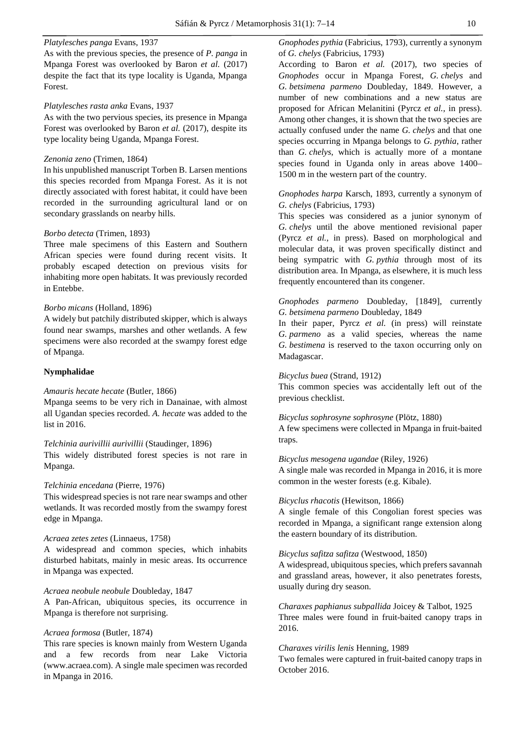*Platylesches panga* Evans, 1937

As with the previous species, the presence of *P. panga* in Mpanga Forest was overlooked by Baron *et al.* (2017) despite the fact that its type locality is Uganda, Mpanga Forest.

*Platylesches rasta anka* Evans, 1937

As with the two pervious species, its presence in Mpanga Forest was overlooked by Baron *et al.* (2017), despite its type locality being Uganda, Mpanga Forest.

*Zenonia zeno* (Trimen, 1864)

In his unpublished manuscript Torben B. Larsen mentions this species recorded from Mpanga Forest. As it is not directly associated with forest habitat, it could have been recorded in the surrounding agricultural land or on secondary grasslands on nearby hills.

*Borbo detecta* (Trimen, 1893)

Three male specimens of this Eastern and Southern African species were found during recent visits. It probably escaped detection on previous visits for inhabiting more open habitats. It was previously recorded in Entebbe.

*Borbo micans* (Holland, 1896)

A widely but patchily distributed skipper, which is always found near swamps, marshes and other wetlands. A few specimens were also recorded at the swampy forest edge of Mpanga.

**Nymphalidae**

*Amauris hecate hecate* (Butler, 1866)

Mpanga seems to be very rich in Danainae, with almost all Ugandan species recorded. *A. hecate* was added to the list in 2016.

*Telchinia aurivillii aurivillii* (Staudinger, 1896)

This widely distributed forest species is not rare in Mpanga.

*Telchinia encedana* (Pierre, 1976)

This widespread species is not rare near swamps and other wetlands. It was recorded mostly from the swampy forest edge in Mpanga.

*Acraea zetes zetes* (Linnaeus, 1758)

A widespread and common species, which inhabits disturbed habitats, mainly in mesic areas. Its occurrence in Mpanga was expected.

*Acraea neobule neobule* Doubleday, 1847

A Pan-African, ubiquitous species, its occurrence in Mpanga is therefore not surprising.

*Acraea formosa* (Butler, 1874)

This rare species is known mainly from Western Uganda and a few records from near Lake Victoria (www.acraea.com). A single male specimen was recorded in Mpanga in 2016.

*Gnophodes pythia* (Fabricius, 1793), currently a synonym of *G. chelys* (Fabricius, 1793)

According to Baron *et al.* (2017), two species of *Gnophodes* occur in Mpanga Forest, *G. chelys* and *G. betsimena parmeno* Doubleday, 1849. However, a number of new combinations and a new status are proposed for African Melanitini (Pyrcz *et al.*, in press). Among other changes, it is shown that the two species are actually confused under the name *G. chelys* and that one species occurring in Mpanga belongs to *G. pythia*, rather than *G. chelys*, which is actually more of a montane species found in Uganda only in areas above 1400–1500 m in the western part of the country.

*Gnophodes harpa* Karsch, 1893, currently a synonym of *G. chelys* (Fabricius, 1793)

This species was considered as a junior synonym of *G. chelys* until the above mentioned revisional paper (Pyrcz *et al.*, in press). Based on morphological and molecular data, it was proven specifically distinct and being sympatric with *G. pythia* through most of its distribution area. In Mpanga, as elsewhere, it is much less frequently encountered than its congener.

*Gnophodes parmeno* Doubleday, [1849], currently *G. betsimena parmeno* Doubleday, 1849

In their paper, Pyrcz *et al.* (in press) will reinstate *G. parmeno* as a valid species, whereas the name *G. bestimena* is reserved to the taxon occurring only on Madagascar.

*Bicyclus buea* (Strand, 1912)

This common species was accidentally left out of the previous checklist.

*Bicyclus sophrosyne sophrosyne* (Plötz, 1880)

A few specimens were collected in Mpanga in fruit-baited traps.

*Bicyclus mesogena ugandae* (Riley, 1926)

A single male was recorded in Mpanga in 2016, it is more common in the wester forests (e.g. Kibale).

*Bicyclus rhacotis* (Hewitson, 1866)

A single female of this Congolian forest species was recorded in Mpanga, a significant range extension along the eastern boundary of its distribution.

*Bicyclus safitza safitza* (Westwood, 1850)

A widespread, ubiquitous species, which prefers savannah and grassland areas, however, it also penetrates forests, usually during dry season.

*Charaxes paphianus subpallida* Joicey & Talbot, 1925

Three males were found in fruit-baited canopy traps in 2016.

*Charaxes virilis lenis* Henning, 1989

Two females were captured in fruit-baited canopy traps in October 2016.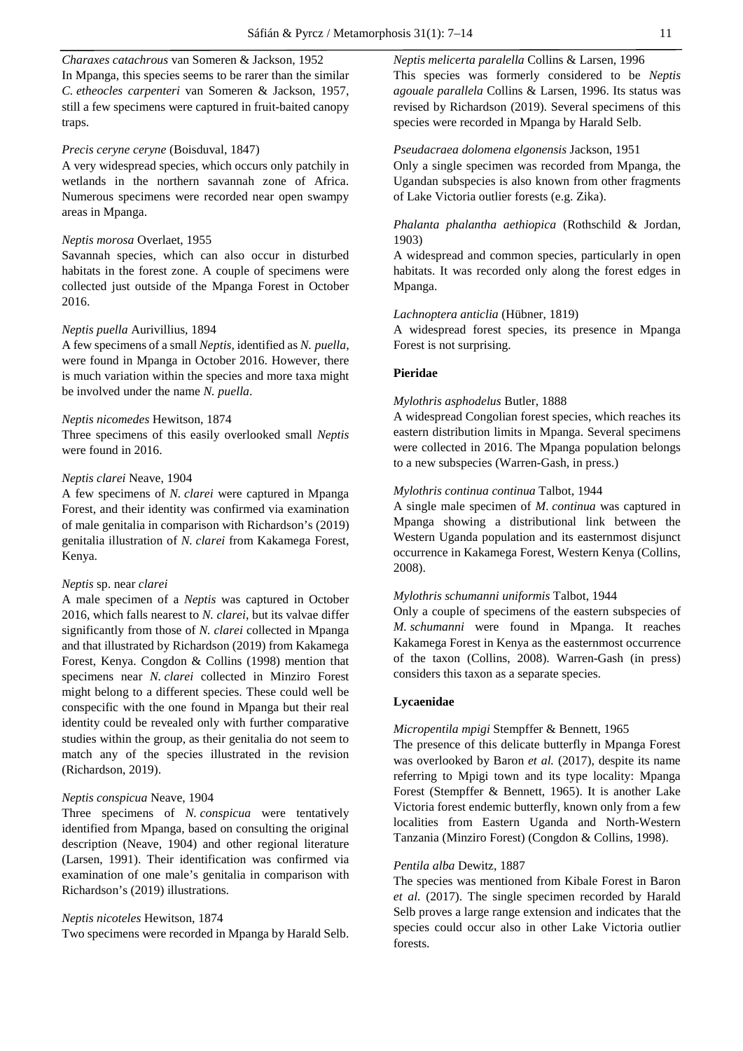*Charaxes catachrous* van Someren & Jackson, 1952
In Mpanga, this species seems to be rarer than the similar *C. etheocles carpenteri* van Someren & Jackson, 1957, still a few specimens were captured in fruit-baited canopy traps.

*Precis ceryne ceryne* (Boisduval, 1847)
A very widespread species, which occurs only patchily in wetlands in the northern savannah zone of Africa. Numerous specimens were recorded near open swampy areas in Mpanga.

*Neptis morosa* Overlaet, 1955
Savannah species, which can also occur in disturbed habitats in the forest zone. A couple of specimens were collected just outside of the Mpanga Forest in October 2016.

*Neptis puella* Aurivillius, 1894
A few specimens of a small *Neptis*, identified as *N. puella*, were found in Mpanga in October 2016. However, there is much variation within the species and more taxa might be involved under the name *N. puella*.

*Neptis nicomedes* Hewitson, 1874
Three specimens of this easily overlooked small *Neptis* were found in 2016.

*Neptis clarei* Neave, 1904
A few specimens of *N. clarei* were captured in Mpanga Forest, and their identity was confirmed via examination of male genitalia in comparison with Richardson's (2019) genitalia illustration of *N. clarei* from Kakamega Forest, Kenya.

*Neptis* sp. near *clarei*
A male specimen of a *Neptis* was captured in October 2016, which falls nearest to *N. clarei*, but its valvae differ significantly from those of *N. clarei* collected in Mpanga and that illustrated by Richardson (2019) from Kakamega Forest, Kenya. Congdon & Collins (1998) mention that specimens near *N. clarei* collected in Minziro Forest might belong to a different species. These could well be conspecific with the one found in Mpanga but their real identity could be revealed only with further comparative studies within the group, as their genitalia do not seem to match any of the species illustrated in the revision (Richardson, 2019).

*Neptis conspicua* Neave, 1904
Three specimens of *N. conspicua* were tentatively identified from Mpanga, based on consulting the original description (Neave, 1904) and other regional literature (Larsen, 1991). Their identification was confirmed via examination of one male's genitalia in comparison with Richardson's (2019) illustrations.

*Neptis nicoteles* Hewitson, 1874
Two specimens were recorded in Mpanga by Harald Selb.

*Neptis melicerta paralella* Collins & Larsen, 1996
This species was formerly considered to be *Neptis agouale parallela* Collins & Larsen, 1996. Its status was revised by Richardson (2019). Several specimens of this species were recorded in Mpanga by Harald Selb.

*Pseudacraea dolomena elgonensis* Jackson, 1951
Only a single specimen was recorded from Mpanga, the Ugandan subspecies is also known from other fragments of Lake Victoria outlier forests (e.g. Zika).

*Phalanta phalantha aethiopica* (Rothschild & Jordan, 1903)
A widespread and common species, particularly in open habitats. It was recorded only along the forest edges in Mpanga.

*Lachnoptera anticlia* (Hübner, 1819)
A widespread forest species, its presence in Mpanga Forest is not surprising.

**Pieridae**

*Mylothris asphodelus* Butler, 1888
A widespread Congolian forest species, which reaches its eastern distribution limits in Mpanga. Several specimens were collected in 2016. The Mpanga population belongs to a new subspecies (Warren-Gash, in press.)

*Mylothris continua continua* Talbot, 1944
A single male specimen of *M. continua* was captured in Mpanga showing a distributional link between the Western Uganda population and its easternmost disjunct occurrence in Kakamega Forest, Western Kenya (Collins, 2008).

*Mylothris schumanni uniformis* Talbot, 1944
Only a couple of specimens of the eastern subspecies of *M. schumanni* were found in Mpanga. It reaches Kakamega Forest in Kenya as the easternmost occurrence of the taxon (Collins, 2008). Warren-Gash (in press) considers this taxon as a separate species.

**Lycaenidae**

*Micropentila mpigi* Stempffer & Bennett, 1965
The presence of this delicate butterfly in Mpanga Forest was overlooked by Baron *et al.* (2017), despite its name referring to Mpigi town and its type locality: Mpanga Forest (Stempffer & Bennett, 1965). It is another Lake Victoria forest endemic butterfly, known only from a few localities from Eastern Uganda and North-Western Tanzania (Minziro Forest) (Congdon & Collins, 1998).

*Pentila alba* Dewitz, 1887
The species was mentioned from Kibale Forest in Baron *et al.* (2017). The single specimen recorded by Harald Selb proves a large range extension and indicates that the species could occur also in other Lake Victoria outlier forests.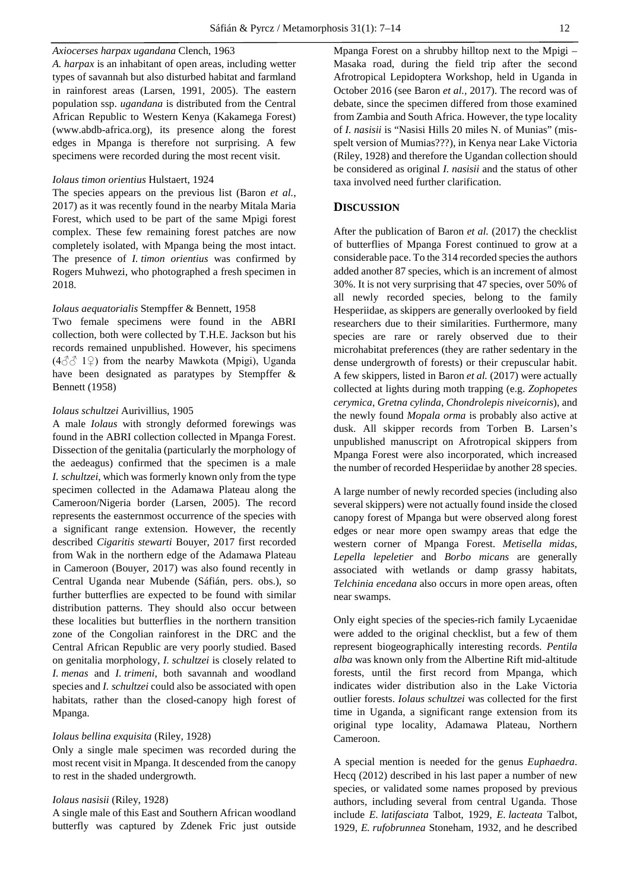*Axiocerses harpax ugandana* Clench, 1963

*A. harpax* is an inhabitant of open areas, including wetter types of savannah but also disturbed habitat and farmland in rainforest areas (Larsen, 1991, 2005). The eastern population ssp. *ugandana* is distributed from the Central African Republic to Western Kenya (Kakamega Forest) (www.abdb-africa.org), its presence along the forest edges in Mpanga is therefore not surprising. A few specimens were recorded during the most recent visit.

*Iolaus timon orientius* Hulstaert, 1924

The species appears on the previous list (Baron *et al.*, 2017) as it was recently found in the nearby Mitala Maria Forest, which used to be part of the same Mpigi forest complex. These few remaining forest patches are now completely isolated, with Mpanga being the most intact. The presence of *I. timon orientius* was confirmed by Rogers Muhwezi, who photographed a fresh specimen in 2018.

*Iolaus aequatorialis* Stempffer & Bennett, 1958

Two female specimens were found in the ABRI collection, both were collected by T.H.E. Jackson but his records remained unpublished. However, his specimens (4♂♂ 1♀) from the nearby Mawkota (Mpigi), Uganda have been designated as paratypes by Stempffer & Bennett (1958)

*Iolaus schultzei* Aurivillius, 1905

A male *Iolaus* with strongly deformed forewings was found in the ABRI collection collected in Mpanga Forest. Dissection of the genitalia (particularly the morphology of the aedeagus) confirmed that the specimen is a male *I. schultzei*, which was formerly known only from the type specimen collected in the Adamawa Plateau along the Cameroon/Nigeria border (Larsen, 2005). The record represents the easternmost occurrence of the species with a significant range extension. However, the recently described *Cigaritis stewarti* Bouyer, 2017 first recorded from Wak in the northern edge of the Adamawa Plateau in Cameroon (Bouyer, 2017) was also found recently in Central Uganda near Mubende (Sáfián, pers. obs.), so further butterflies are expected to be found with similar distribution patterns. They should also occur between these localities but butterflies in the northern transition zone of the Congolian rainforest in the DRC and the Central African Republic are very poorly studied. Based on genitalia morphology, *I. schultzei* is closely related to *I. menas* and *I. trimeni*, both savannah and woodland species and *I. schultzei* could also be associated with open habitats, rather than the closed-canopy high forest of Mpanga.

*Iolaus bellina exquisita* (Riley, 1928)

Only a single male specimen was recorded during the most recent visit in Mpanga. It descended from the canopy to rest in the shaded undergrowth.

*Iolaus nasisii* (Riley, 1928)

A single male of this East and Southern African woodland butterfly was captured by Zdenek Fric just outside Mpanga Forest on a shrubby hilltop next to the Mpigi – Masaka road, during the field trip after the second Afrotropical Lepidoptera Workshop, held in Uganda in October 2016 (see Baron *et al.*, 2017). The record was of debate, since the specimen differed from those examined from Zambia and South Africa. However, the type locality of *I. nasisii* is "Nasisi Hills 20 miles N. of Munias" (mis-spelt version of Mumias???), in Kenya near Lake Victoria (Riley, 1928) and therefore the Ugandan collection should be considered as original *I. nasisii* and the status of other taxa involved need further clarification.

## DISCUSSION

After the publication of Baron *et al.* (2017) the checklist of butterflies of Mpanga Forest continued to grow at a considerable pace. To the 314 recorded species the authors added another 87 species, which is an increment of almost 30%. It is not very surprising that 47 species, over 50% of all newly recorded species, belong to the family Hesperiidae, as skippers are generally overlooked by field researchers due to their similarities. Furthermore, many species are rare or rarely observed due to their microhabitat preferences (they are rather sedentary in the dense undergrowth of forests) or their crepuscular habit. A few skippers, listed in Baron *et al.* (2017) were actually collected at lights during moth trapping (e.g. *Zophopetes cerymica*, *Gretna cylinda*, *Chondrolepis niveicornis*), and the newly found *Mopala orma* is probably also active at dusk. All skipper records from Torben B. Larsen's unpublished manuscript on Afrotropical skippers from Mpanga Forest were also incorporated, which increased the number of recorded Hesperiidae by another 28 species.

A large number of newly recorded species (including also several skippers) were not actually found inside the closed canopy forest of Mpanga but were observed along forest edges or near more open swampy areas that edge the western corner of Mpanga Forest. *Metisella midas*, *Lepella lepeletier* and *Borbo micans* are generally associated with wetlands or damp grassy habitats, *Telchinia encedana* also occurs in more open areas, often near swamps.

Only eight species of the species-rich family Lycaenidae were added to the original checklist, but a few of them represent biogeographically interesting records. *Pentila alba* was known only from the Albertine Rift mid-altitude forests, until the first record from Mpanga, which indicates wider distribution also in the Lake Victoria outlier forests. *Iolaus schultzei* was collected for the first time in Uganda, a significant range extension from its original type locality, Adamawa Plateau, Northern Cameroon.

A special mention is needed for the genus *Euphaedra*. Hecq (2012) described in his last paper a number of new species, or validated some names proposed by previous authors, including several from central Uganda. Those include *E. latifasciata* Talbot, 1929, *E. lacteata* Talbot, 1929, *E. rufobrunnea* Stoneham, 1932, and he described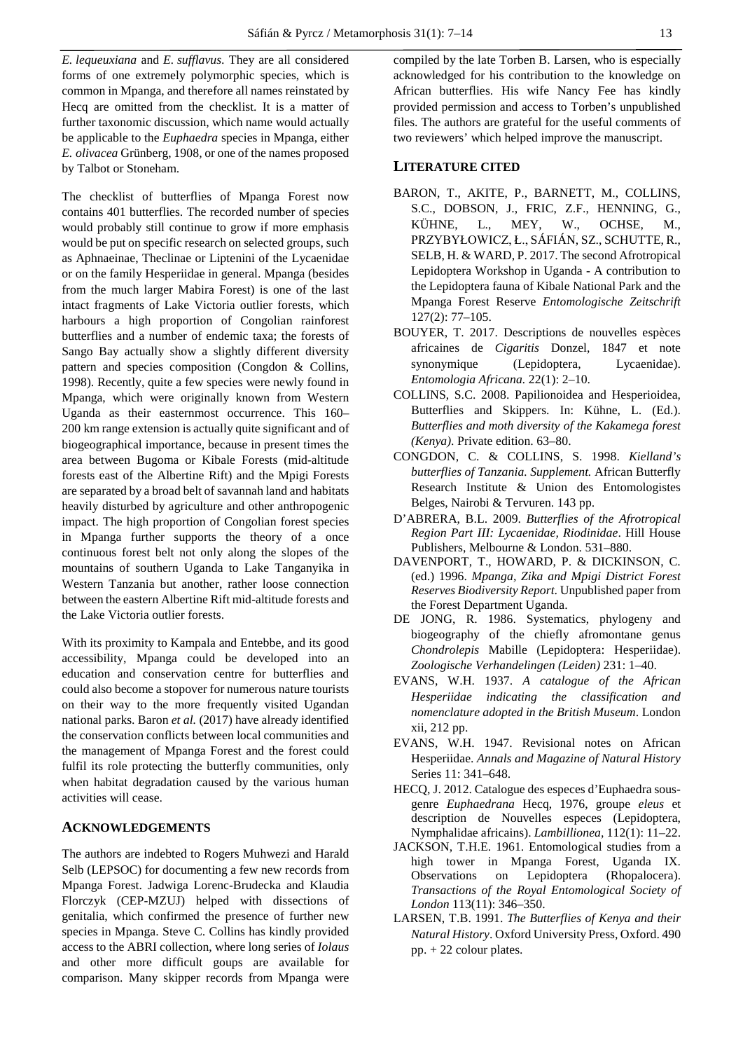*E. lequeuxiana* and *E. sufflavus*. They are all considered forms of one extremely polymorphic species, which is common in Mpanga, and therefore all names reinstated by Hecq are omitted from the checklist. It is a matter of further taxonomic discussion, which name would actually be applicable to the *Euphaedra* species in Mpanga, either *E. olivacea* Grünberg, 1908, or one of the names proposed by Talbot or Stoneham.

The checklist of butterflies of Mpanga Forest now contains 401 butterflies. The recorded number of species would probably still continue to grow if more emphasis would be put on specific research on selected groups, such as Aphnaeinae, Theclinae or Liptenini of the Lycaenidae or on the family Hesperiidae in general. Mpanga (besides from the much larger Mabira Forest) is one of the last intact fragments of Lake Victoria outlier forests, which harbours a high proportion of Congolian rainforest butterflies and a number of endemic taxa; the forests of Sango Bay actually show a slightly different diversity pattern and species composition (Congdon & Collins, 1998). Recently, quite a few species were newly found in Mpanga, which were originally known from Western Uganda as their easternmost occurrence. This 160–200 km range extension is actually quite significant and of biogeographical importance, because in present times the area between Bugoma or Kibale Forests (mid-altitude forests east of the Albertine Rift) and the Mpigi Forests are separated by a broad belt of savannah land and habitats heavily disturbed by agriculture and other anthropogenic impact. The high proportion of Congolian forest species in Mpanga further supports the theory of a once continuous forest belt not only along the slopes of the mountains of southern Uganda to Lake Tanganyika in Western Tanzania but another, rather loose connection between the eastern Albertine Rift mid-altitude forests and the Lake Victoria outlier forests.

With its proximity to Kampala and Entebbe, and its good accessibility, Mpanga could be developed into an education and conservation centre for butterflies and could also become a stopover for numerous nature tourists on their way to the more frequently visited Ugandan national parks. Baron *et al.* (2017) have already identified the conservation conflicts between local communities and the management of Mpanga Forest and the forest could fulfil its role protecting the butterfly communities, only when habitat degradation caused by the various human activities will cease.

## ACKNOWLEDGEMENTS

The authors are indebted to Rogers Muhwezi and Harald Selb (LEPSOC) for documenting a few new records from Mpanga Forest. Jadwiga Lorenc-Brudecka and Klaudia Florczyk (CEP-MZUJ) helped with dissections of genitalia, which confirmed the presence of further new species in Mpanga. Steve C. Collins has kindly provided access to the ABRI collection, where long series of *Iolaus* and other more difficult goups are available for comparison. Many skipper records from Mpanga were compiled by the late Torben B. Larsen, who is especially acknowledged for his contribution to the knowledge on African butterflies. His wife Nancy Fee has kindly provided permission and access to Torben's unpublished files. The authors are grateful for the useful comments of two reviewers' which helped improve the manuscript.

## LITERATURE CITED

BARON, T., AKITE, P., BARNETT, M., COLLINS, S.C., DOBSON, J., FRIC, Z.F., HENNING, G., KÜHNE, L., MEY, W., OCHSE, M., PRZYBYŁOWICZ, Ł., SÁFIÁN, SZ., SCHUTTE, R., SELB, H. & WARD, P. 2017. The second Afrotropical Lepidoptera Workshop in Uganda - A contribution to the Lepidoptera fauna of Kibale National Park and the Mpanga Forest Reserve *Entomologische Zeitschrift* 127(2): 77–105.

BOUYER, T. 2017. Descriptions de nouvelles espèces africaines de *Cigaritis* Donzel, 1847 et note synonymique (Lepidoptera, Lycaenidae). *Entomologia Africana.* 22(1): 2–10.

COLLINS, S.C. 2008. Papilionoidea and Hesperioidea, Butterflies and Skippers. In: Kühne, L. (Ed.). *Butterflies and moth diversity of the Kakamega forest (Kenya)*. Private edition. 63–80.

CONGDON, C. & COLLINS, S. 1998. *Kielland's butterflies of Tanzania. Supplement.* African Butterfly Research Institute & Union des Entomologistes Belges, Nairobi & Tervuren. 143 pp.

D'ABRERA, B.L. 2009. *Butterflies of the Afrotropical Region Part III: Lycaenidae, Riodinidae*. Hill House Publishers, Melbourne & London. 531–880.

DAVENPORT, T., HOWARD, P. & DICKINSON, C. (ed.) 1996. *Mpanga, Zika and Mpigi District Forest Reserves Biodiversity Report*. Unpublished paper from the Forest Department Uganda.

DE JONG, R. 1986. Systematics, phylogeny and biogeography of the chiefly afromontane genus *Chondrolepis* Mabille (Lepidoptera: Hesperiidae). *Zoologische Verhandelingen (Leiden)* 231: 1–40.

EVANS, W.H. 1937. *A catalogue of the African Hesperiidae indicating the classification and nomenclature adopted in the British Museum*. London xii, 212 pp.

EVANS, W.H. 1947. Revisional notes on African Hesperiidae. *Annals and Magazine of Natural History* Series 11: 341–648.

HECQ, J. 2012. Catalogue des especes d'Euphaedra sous-genre *Euphaedrana* Hecq, 1976, groupe *eleus* et description de Nouvelles especes (Lepidoptera, Nymphalidae africains). *Lambillionea*, 112(1): 11–22.

JACKSON, T.H.E. 1961. Entomological studies from a high tower in Mpanga Forest, Uganda IX. Observations on Lepidoptera (Rhopalocera). *Transactions of the Royal Entomological Society of London* 113(11): 346–350.

LARSEN, T.B. 1991. *The Butterflies of Kenya and their Natural History*. Oxford University Press, Oxford. 490 pp. + 22 colour plates.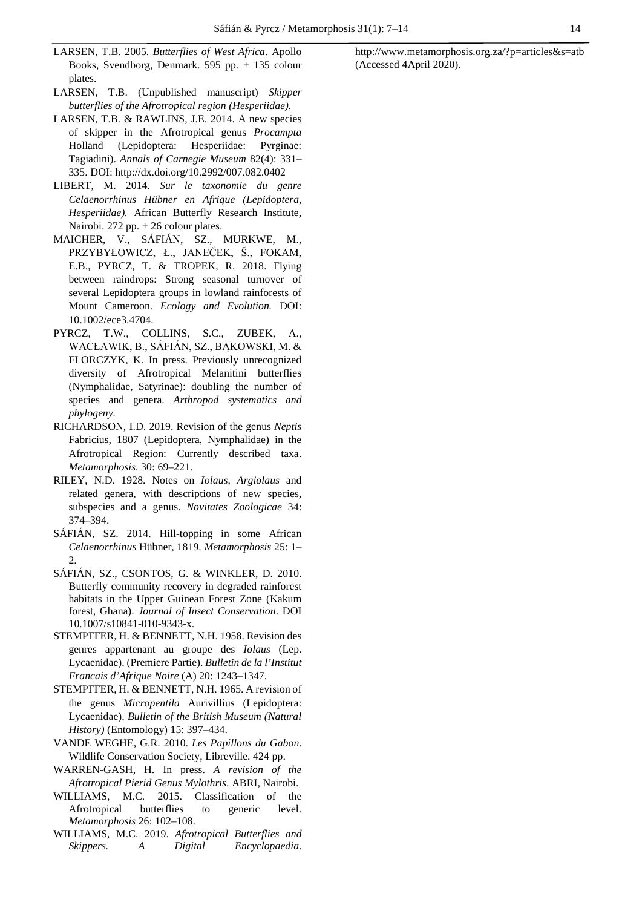LARSEN, T.B. 2005. *Butterflies of West Africa*. Apollo Books, Svendborg, Denmark. 595 pp. + 135 colour plates.

LARSEN, T.B. (Unpublished manuscript) *Skipper butterflies of the Afrotropical region (Hesperiidae).*

LARSEN, T.B. & RAWLINS, J.E. 2014. A new species of skipper in the Afrotropical genus *Procampta* Holland (Lepidoptera: Hesperiidae: Pyrginae: Tagiadini). *Annals of Carnegie Museum* 82(4): 331–335. DOI: http://dx.doi.org/10.2992/007.082.0402

LIBERT, M. 2014. *Sur le taxonomie du genre Celaenorrhinus Hübner en Afrique (Lepidoptera, Hesperiidae).* African Butterfly Research Institute, Nairobi. 272 pp. + 26 colour plates.

MAICHER, V., SÁFIÁN, SZ., MURKWE, M., PRZYBYŁOWICZ, Ł., JANEČEK, Š., FOKAM, E.B., PYRCZ, T. & TROPEK, R. 2018. Flying between raindrops: Strong seasonal turnover of several Lepidoptera groups in lowland rainforests of Mount Cameroon. *Ecology and Evolution.* DOI: 10.1002/ece3.4704.

PYRCZ, T.W., COLLINS, S.C., ZUBEK, A., WACŁAWIK, B., SÁFIÁN, SZ., BĄKOWSKI, M. & FLORCZYK, K. In press. Previously unrecognized diversity of Afrotropical Melanitini butterflies (Nymphalidae, Satyrinae): doubling the number of species and genera. *Arthropod systematics and phylogeny.*

RICHARDSON, I.D. 2019. Revision of the genus *Neptis* Fabricius, 1807 (Lepidoptera, Nymphalidae) in the Afrotropical Region: Currently described taxa. *Metamorphosis.* 30: 69–221.

RILEY, N.D. 1928. Notes on *Iolaus*, *Argiolaus* and related genera, with descriptions of new species, subspecies and a genus. *Novitates Zoologicae* 34: 374–394.

SÁFIÁN, SZ. 2014. Hill-topping in some African *Celaenorrhinus* Hübner, 1819. *Metamorphosis* 25: 1–2.

SÁFIÁN, SZ., CSONTOS, G. & WINKLER, D. 2010. Butterfly community recovery in degraded rainforest habitats in the Upper Guinean Forest Zone (Kakum forest, Ghana). *Journal of Insect Conservation*. DOI 10.1007/s10841-010-9343-x.

STEMPFFER, H. & BENNETT, N.H. 1958. Revision des genres appartenant au groupe des *Iolaus* (Lep. Lycaenidae). (Premiere Partie). *Bulletin de la l'Institut Francais d'Afrique Noire* (A) 20: 1243–1347.

STEMPFFER, H. & BENNETT, N.H. 1965. A revision of the genus *Micropentila* Aurivillius (Lepidoptera: Lycaenidae). *Bulletin of the British Museum (Natural History)* (Entomology) 15: 397–434.

VANDE WEGHE, G.R. 2010. *Les Papillons du Gabon*. Wildlife Conservation Society, Libreville. 424 pp.

WARREN-GASH, H. In press. *A revision of the Afrotropical Pierid Genus Mylothris.* ABRI, Nairobi.

WILLIAMS, M.C. 2015. Classification of the Afrotropical butterflies to generic level. *Metamorphosis* 26: 102–108.

WILLIAMS, M.C. 2019. *Afrotropical Butterflies and Skippers. A Digital Encyclopaedia*. http://www.metamorphosis.org.za/?p=articles&s=atb (Accessed 4April 2020).